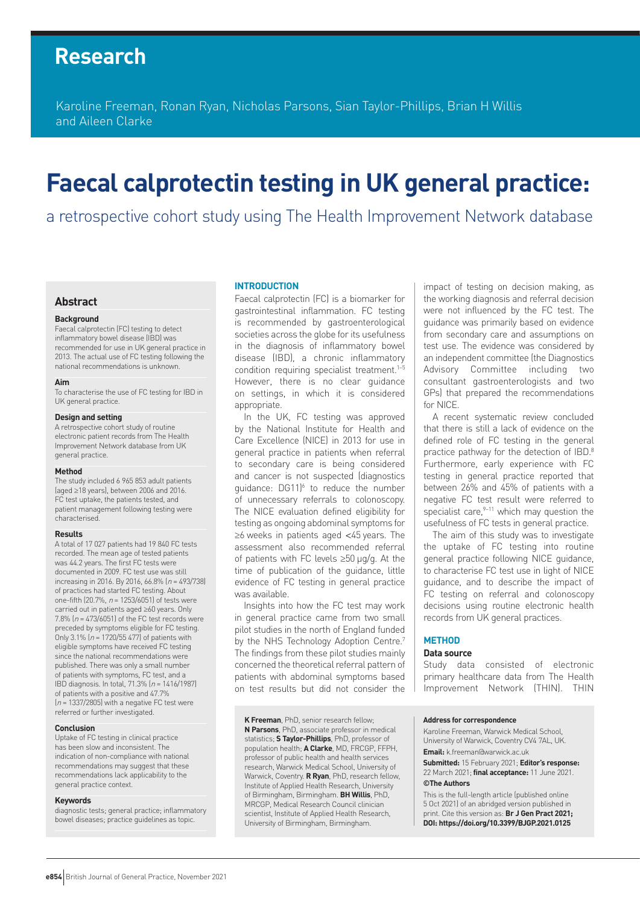# Research

Karoline Freeman, Ronan Ryan, Nicholas Parsons, Sian Taylor-Phillips, Brian H Willis and Aileen Clarke

# Faecal calprotectin testing in UK general practice:

## a retrospective cohort study using The Health Improvement Network database

## Abstract

### Background

Faecal calprotectin (FC) testing to detect inflammatory bowel disease (IBD) was recommended for use in UK general practice in 2013. The actual use of FC testing following the national recommendations is unknown.

### Aim

To characterise the use of FC testing for IBD in UK general practice.

### Design and setting

A retrospective cohort study of routine electronic patient records from The Health Improvement Network database from UK general practice.

### Method

The study included 6 965 853 adult patients (aged ≥18 years), between 2006 and 2016. FC test uptake, the patients tested, and patient management following testing were characterised.

### Results

A total of 17 027 patients had 19 840 FC tests recorded. The mean age of tested patients was 44.2 years. The first FC tests were documented in 2009. FC test use was still increasing in 2016. By 2016, 66.8% ($n$ = 493/738) of practices had started FC testing. About one-fifth (20.7%, $n$ = 1253/6051) of tests were carried out in patients aged ≥60 years. Only 7.8% ($n$ = 473/6051) of the FC test records were preceded by symptoms eligible for FC testing. Only 3.1% ($n$ = 1720/55 477) of patients with eligible symptoms have received FC testing since the national recommendations were published. There was only a small number of patients with symptoms, FC test, and a IBD diagnosis. In total, 71.3% ($n$ = 1416/1987) of patients with a positive and 47.7% ($n$ = 1337/2805) with a negative FC test were referred or further investigated.

### Conclusion

Uptake of FC testing in clinical practice has been slow and inconsistent. The indication of non-compliance with national recommendations may suggest that these recommendations lack applicability to the general practice context.

### Keywords

diagnostic tests; general practice; inflammatory bowel diseases; practice guidelines as topic.

## INTRODUCTION

Faecal calprotectin (FC) is a biomarker for gastrointestinal inflammation. FC testing is recommended by gastroenterological societies across the globe for its usefulness in the diagnosis of inflammatory bowel disease (IBD), a chronic inflammatory condition requiring specialist treatment.[1–5] However, there is no clear guidance on settings, in which it is considered appropriate.

In the UK, FC testing was approved by the National Institute for Health and Care Excellence (NICE) in 2013 for use in general practice in patients when referral to secondary care is being considered and cancer is not suspected (diagnostics guidance: DG11)[6] to reduce the number of unnecessary referrals to colonoscopy. The NICE evaluation defined eligibility for testing as ongoing abdominal symptoms for ≥6 weeks in patients aged <45 years. The assessment also recommended referral of patients with FC levels ≥50 µg/g. At the time of publication of the guidance, little evidence of FC testing in general practice was available.

Insights into how the FC test may work in general practice came from two small pilot studies in the north of England funded by the NHS Technology Adoption Centre.[7] The findings from these pilot studies mainly concerned the theoretical referral pattern of patients with abdominal symptoms based on test results but did not consider the impact of testing on decision making, as the working diagnosis and referral decision were not influenced by the FC test. The guidance was primarily based on evidence from secondary care and assumptions on test use. The evidence was considered by an independent committee (the Diagnostics Advisory Committee including two consultant gastroenterologists and two GPs) that prepared the recommendations for NICE.

A recent systematic review concluded that there is still a lack of evidence on the defined role of FC testing in the general practice pathway for the detection of IBD.[8] Furthermore, early experience with FC testing in general practice reported that between 26% and 45% of patients with a negative FC test result were referred to specialist care,[9–11] which may question the usefulness of FC tests in general practice.

The aim of this study was to investigate the uptake of FC testing into routine general practice following NICE guidance, to characterise FC test use in light of NICE guidance, and to describe the impact of FC testing on referral and colonoscopy decisions using routine electronic health records from UK general practices.

## METHOD

### Data source

Study data consisted of electronic primary healthcare data from The Health Improvement Network (THIN). THIN

**K Freeman**, PhD, senior research fellow; **N Parsons**, PhD, associate professor in medical statistics; **S Taylor-Phillips**, PhD, professor of population health; **A Clarke**, MD, FRCGP, FFPH, professor of public health and health services research, Warwick Medical School, University of Warwick, Coventry. **R Ryan**, PhD, research fellow, Institute of Applied Health Research, University of Birmingham, Birmingham. **BH Willis**, PhD, MRCGP, Medical Research Council clinician scientist, Institute of Applied Health Research, University of Birmingham, Birmingham.

**Address for correspondence**

Karoline Freeman, Warwick Medical School, University of Warwick, Coventry CV4 7AL, UK.

**Email:** k.freeman@warwick.ac.uk

**Submitted:** 15 February 2021; **Editor's response:** 22 March 2021; **final acceptance:** 11 June 2021.

**©The Authors**

This is the full-length article (published online 5 Oct 2021) of an abridged version published in print. Cite this version as: **Br J Gen Pract 2021; DOI: https://doi.org/10.3399/BJGP.2021.0125**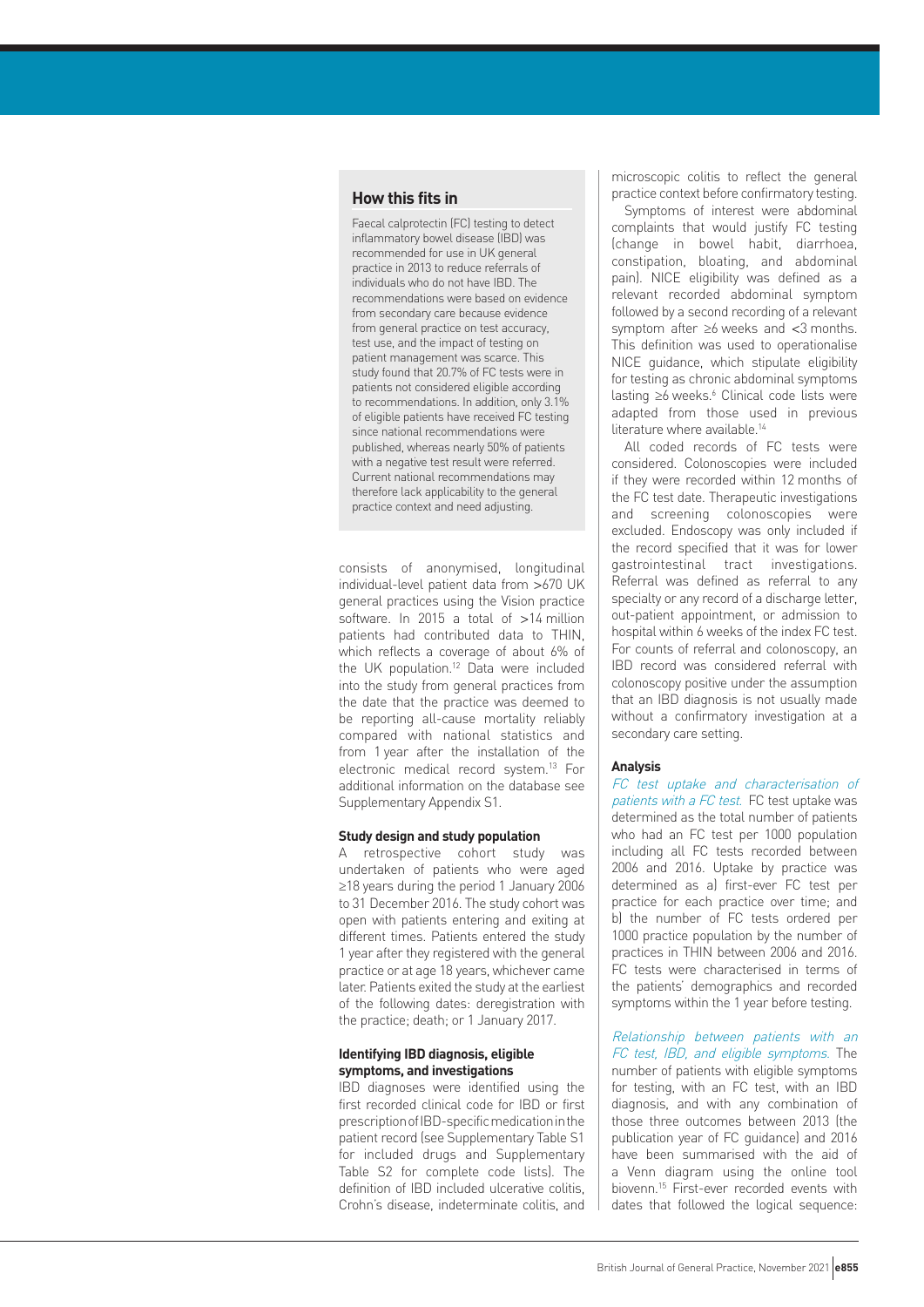## How this fits in

Faecal calprotectin (FC) testing to detect inflammatory bowel disease (IBD) was recommended for use in UK general practice in 2013 to reduce referrals of individuals who do not have IBD. The recommendations were based on evidence from secondary care because evidence from general practice on test accuracy, test use, and the impact of testing on patient management was scarce. This study found that 20.7% of FC tests were in patients not considered eligible according to recommendations. In addition, only 3.1% of eligible patients have received FC testing since national recommendations were published, whereas nearly 50% of patients with a negative test result were referred. Current national recommendations may therefore lack applicability to the general practice context and need adjusting.

consists of anonymised, longitudinal individual-level patient data from >670 UK general practices using the Vision practice software. In 2015 a total of >14 million patients had contributed data to THIN, which reflects a coverage of about 6% of the UK population.[12] Data were included into the study from general practices from the date that the practice was deemed to be reporting all-cause mortality reliably compared with national statistics and from 1 year after the installation of the electronic medical record system.[13] For additional information on the database see Supplementary Appendix S1.

### Study design and study population

A retrospective cohort study was undertaken of patients who were aged ≥18 years during the period 1 January 2006 to 31 December 2016. The study cohort was open with patients entering and exiting at different times. Patients entered the study 1 year after they registered with the general practice or at age 18 years, whichever came later. Patients exited the study at the earliest of the following dates: deregistration with the practice; death; or 1 January 2017.

### Identifying IBD diagnosis, eligible symptoms, and investigations

IBD diagnoses were identified using the first recorded clinical code for IBD or first prescription of IBD-specific medication in the patient record (see Supplementary Table S1 for included drugs and Supplementary Table S2 for complete code lists). The definition of IBD included ulcerative colitis, Crohn's disease, indeterminate colitis, and microscopic colitis to reflect the general practice context before confirmatory testing.

Symptoms of interest were abdominal complaints that would justify FC testing (change in bowel habit, diarrhoea, constipation, bloating, and abdominal pain). NICE eligibility was defined as a relevant recorded abdominal symptom followed by a second recording of a relevant symptom after ≥6 weeks and <3 months. This definition was used to operationalise NICE guidance, which stipulate eligibility for testing as chronic abdominal symptoms lasting ≥6 weeks.[6] Clinical code lists were adapted from those used in previous literature where available.[14]

All coded records of FC tests were considered. Colonoscopies were included if they were recorded within 12 months of the FC test date. Therapeutic investigations and screening colonoscopies were excluded. Endoscopy was only included if the record specified that it was for lower gastrointestinal tract investigations. Referral was defined as referral to any specialty or any record of a discharge letter, out-patient appointment, or admission to hospital within 6 weeks of the index FC test. For counts of referral and colonoscopy, an IBD record was considered referral with colonoscopy positive under the assumption that an IBD diagnosis is not usually made without a confirmatory investigation at a secondary care setting.

### Analysis

*FC test uptake and characterisation of patients with a FC test.* FC test uptake was determined as the total number of patients who had an FC test per 1000 population including all FC tests recorded between 2006 and 2016. Uptake by practice was determined as a) first-ever FC test per practice for each practice over time; and b) the number of FC tests ordered per 1000 practice population by the number of practices in THIN between 2006 and 2016. FC tests were characterised in terms of the patients' demographics and recorded symptoms within the 1 year before testing.

*Relationship between patients with an FC test, IBD, and eligible symptoms.* The number of patients with eligible symptoms for testing, with an FC test, with an IBD diagnosis, and with any combination of those three outcomes between 2013 (the publication year of FC guidance) and 2016 have been summarised with the aid of a Venn diagram using the online tool biovenn.[15] First-ever recorded events with dates that followed the logical sequence: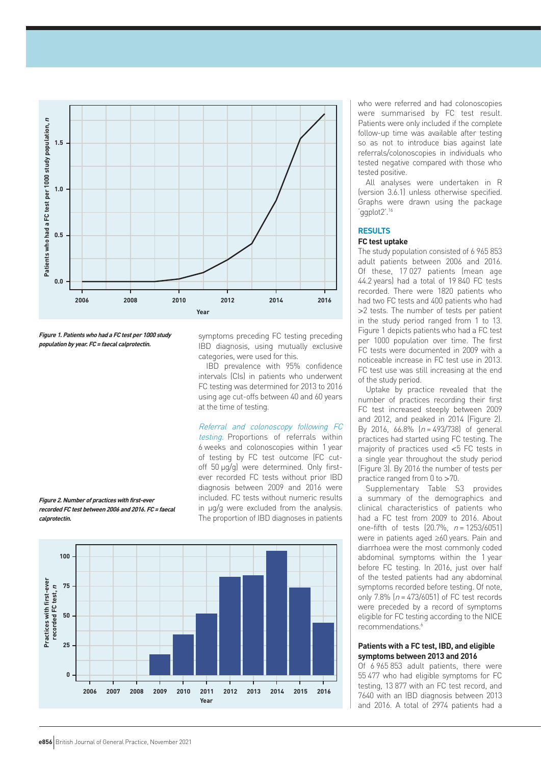Figure 1. Patients who had a FC test per 1000 study population by year. FC = faecal calprotectin.

Figure 2. Number of practices with first-ever recorded FC test between 2006 and 2016. FC = faecal calprotectin.

symptoms preceding FC testing preceding IBD diagnosis, using mutually exclusive categories, were used for this.

IBD prevalence with 95% confidence intervals (CIs) in patients who underwent FC testing was determined for 2013 to 2016 using age cut-offs between 40 and 60 years at the time of testing.

*Referral and colonoscopy following FC testing.* Proportions of referrals within 6 weeks and colonoscopies within 1 year of testing by FC test outcome (FC cut-off 50 µg/g) were determined. Only first-ever recorded FC tests without prior IBD diagnosis between 2009 and 2016 were included. FC tests without numeric results in µg/g were excluded from the analysis. The proportion of IBD diagnoses in patients who were referred and had colonoscopies were summarised by FC test result. Patients were only included if the complete follow-up time was available after testing so as not to introduce bias against late referrals/colonoscopies in individuals who tested negative compared with those who tested positive.

All analyses were undertaken in R (version 3.6.1) unless otherwise specified. Graphs were drawn using the package 'ggplot2'.[16]

## RESULTS

### FC test uptake

The study population consisted of 6 965 853 adult patients between 2006 and 2016. Of these, 17 027 patients (mean age 44.2 years) had a total of 19 840 FC tests recorded. There were 1820 patients who had two FC tests and 400 patients who had >2 tests. The number of tests per patient in the study period ranged from 1 to 13. Figure 1 depicts patients who had a FC test per 1000 population over time. The first FC tests were documented in 2009 with a noticeable increase in FC test use in 2013. FC test use was still increasing at the end of the study period.

Uptake by practice revealed that the number of practices recording their first FC test increased steeply between 2009 and 2012, and peaked in 2014 (Figure 2). By 2016, 66.8% ($n$ = 493/738) of general practices had started using FC testing. The majority of practices used <5 FC tests in a single year throughout the study period (Figure 3). By 2016 the number of tests per practice ranged from 0 to >70.

Supplementary Table S3 provides a summary of the demographics and clinical characteristics of patients who had a FC test from 2009 to 2016. About one-fifth of tests (20.7%, $n$ = 1253/6051) were in patients aged ≥60 years. Pain and diarrhoea were the most commonly coded abdominal symptoms within the 1 year before FC testing. In 2016, just over half of the tested patients had any abdominal symptoms recorded before testing. Of note, only 7.8% ($n$ = 473/6051) of FC test records were preceded by a record of symptoms eligible for FC testing according to the NICE recommendations.[6]

### Patients with a FC test, IBD, and eligible symptoms between 2013 and 2016

Of 6 965 853 adult patients, there were 55 477 who had eligible symptoms for FC testing, 13 877 with an FC test record, and 7640 with an IBD diagnosis between 2013 and 2016. A total of 2974 patients had a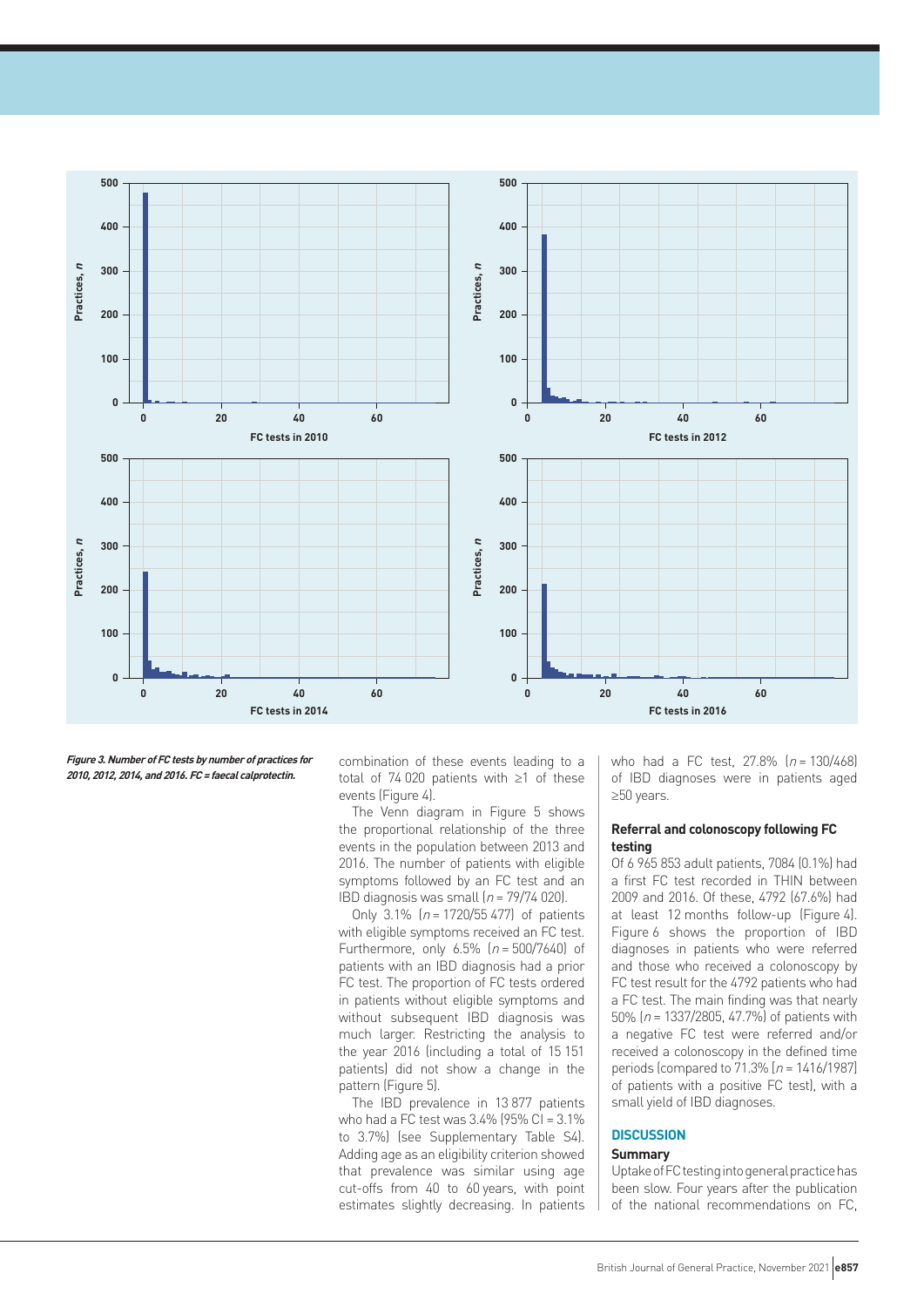Figure 3. Number of FC tests by number of practices for 2010, 2012, 2014, and 2016. FC = faecal calprotectin.

combination of these events leading to a total of 74 020 patients with ≥1 of these events (Figure 4).

The Venn diagram in Figure 5 shows the proportional relationship of the three events in the population between 2013 and 2016. The number of patients with eligible symptoms followed by an FC test and an IBD diagnosis was small ($n$ = 79/74 020).

Only 3.1% ($n$ = 1720/55 477) of patients with eligible symptoms received an FC test. Furthermore, only 6.5% ($n$ = 500/7640) of patients with an IBD diagnosis had a prior FC test. The proportion of FC tests ordered in patients without eligible symptoms and without subsequent IBD diagnosis was much larger. Restricting the analysis to the year 2016 (including a total of 15 151 patients) did not show a change in the pattern (Figure 5).

The IBD prevalence in 13 877 patients who had a FC test was 3.4% (95% CI = 3.1% to 3.7%) (see Supplementary Table S4). Adding age as an eligibility criterion showed that prevalence was similar using age cut-offs from 40 to 60 years, with point estimates slightly decreasing. In patients who had a FC test, 27.8% ($n$ = 130/468) of IBD diagnoses were in patients aged ≥50 years.

### Referral and colonoscopy following FC testing

Of 6 965 853 adult patients, 7084 (0.1%) had a first FC test recorded in THIN between 2009 and 2016. Of these, 4792 (67.6%) had at least 12 months follow-up (Figure 4). Figure 6 shows the proportion of IBD diagnoses in patients who were referred and those who received a colonoscopy by FC test result for the 4792 patients who had a FC test. The main finding was that nearly 50% ($n$ = 1337/2805, 47.7%) of patients with a negative FC test were referred and/or received a colonoscopy in the defined time periods (compared to 71.3% [$n$ = 1416/1987] of patients with a positive FC test), with a small yield of IBD diagnoses.

## DISCUSSION

### Summary

Uptake of FC testing into general practice has been slow. Four years after the publication of the national recommendations on FC,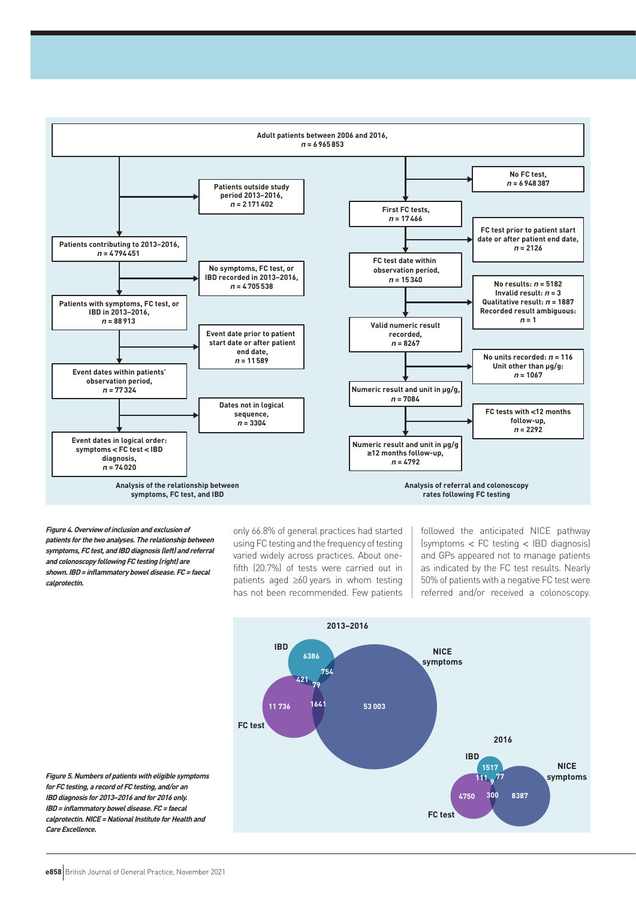Adult patients between 2006 and 2016, *n* = 6 965 853

Patients outside study period 2013–2016, *n* = 2 171 402

Patients contributing to 2013–2016, *n* = 4 794 451

No symptoms, FC test, or IBD recorded in 2013–2016, *n* = 4 705 538

Patients with symptoms, FC test, or IBD in 2013–2016, *n* = 88 913

Event date prior to patient start date or after patient end date, *n* = 11 589

Event dates within patients' observation period, *n* = 77 324

Dates not in logical sequence, *n* = 3304

Event dates in logical order: symptoms < FC test < IBD diagnosis, *n* = 74 020

Analysis of the relationship between symptoms, FC test, and IBD

No FC test, *n* = 6 948 387

First FC tests, *n* = 17 466

FC test prior to patient start date or after patient end date, *n* = 2126

FC test date within observation period, *n* = 15 340

No results: *n* = 5182
Invalid result: *n* = 3
Qualitative result: *n* = 1887
Recorded result ambiguous: *n* = 1

Valid numeric result recorded, *n* = 8267

No units recorded: *n* = 116
Unit other than µg/g: *n* = 1067

Numeric result and unit in µg/g, *n* = 7084

FC tests with <12 months follow-up, *n* = 2292

Numeric result and unit in µg/g ≥12 months follow-up, *n* = 4792

Analysis of referral and colonoscopy rates following FC testing

***Figure 4. Overview of inclusion and exclusion of patients for the two analyses. The relationship between symptoms, FC test, and IBD diagnosis (left) and referral and colonoscopy following FC testing (right) are shown. IBD = inflammatory bowel disease. FC = faecal calprotectin.***

only 66.8% of general practices had started using FC testing and the frequency of testing varied widely across practices. About one-fifth (20.7%) of tests were carried out in patients aged ≥60 years in whom testing has not been recommended. Few patients followed the anticipated NICE pathway (symptoms < FC testing < IBD diagnosis) and GPs appeared not to manage patients as indicated by the FC test results. Nearly 50% of patients with a negative FC test were referred and/or received a colonoscopy.

2013–2016

IBD: 6386; IBD ∩ NICE symptoms: 754; IBD ∩ FC test: 421; all three: 79; FC test: 11 736; FC test ∩ NICE symptoms: 1641; NICE symptoms: 53 003

2016

IBD: 1517; IBD ∩ NICE symptoms: 77; IBD ∩ FC test: 111; all three: 9; FC test: 4750; FC test ∩ NICE symptoms: 300; NICE symptoms: 8387

***Figure 5. Numbers of patients with eligible symptoms for FC testing, a record of FC testing, and/or an IBD diagnosis for 2013–2016 and for 2016 only. IBD = inflammatory bowel disease. FC = faecal calprotectin. NICE = National Institute for Health and Care Excellence.***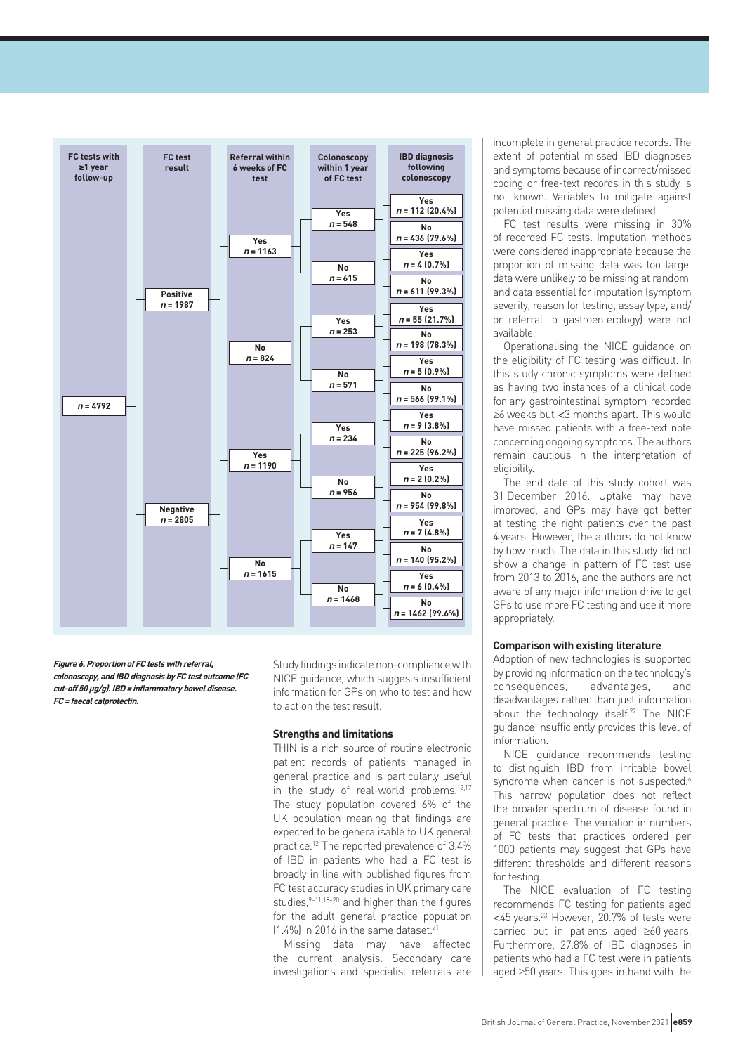| FC tests with ≥1 year follow-up | FC test result | Referral within 6 weeks of FC test | Colonoscopy within 1 year of FC test | IBD diagnosis following colonoscopy |
|---|---|---|---|---|
| n = 4792 | Positive n = 1987 | Yes n = 1163 | Yes n = 548 | Yes n = 112 (20.4%) |
| | | | | No n = 436 (79.6%) |
| | | | No n = 615 | Yes n = 4 (0.7%) |
| | | | | No n = 611 (99.3%) |
| | | No n = 824 | Yes n = 253 | Yes n = 55 (21.7%) |
| | | | | No n = 198 (78.3%) |
| | | | No n = 571 | Yes n = 5 (0.9%) |
| | | | | No n = 566 (99.1%) |
| | Negative n = 2805 | Yes n = 1190 | Yes n = 234 | Yes n = 9 (3.8%) |
| | | | | No n = 225 (96.2%) |
| | | | No n = 956 | Yes n = 2 (0.2%) |
| | | | | No n = 954 (99.8%) |
| | | No n = 1615 | Yes n = 147 | Yes n = 7 (4.8%) |
| | | | | No n = 140 (95.2%) |
| | | | No n = 1468 | Yes n = 6 (0.4%) |
| | | | | No n = 1462 (99.6%) |

***Figure 6. Proportion of FC tests with referral, colonoscopy, and IBD diagnosis by FC test outcome (FC cut-off 50 µg/g). IBD = inflammatory bowel disease. FC = faecal calprotectin.***

Study findings indicate non-compliance with NICE guidance, which suggests insufficient information for GPs on who to test and how to act on the test result.

### Strengths and limitations

THIN is a rich source of routine electronic patient records of patients managed in general practice and is particularly useful in the study of real-world problems.[12,17] The study population covered 6% of the UK population meaning that findings are expected to be generalisable to UK general practice.[12] The reported prevalence of 3.4% of IBD in patients who had a FC test is broadly in line with published figures from FC test accuracy studies in UK primary care studies,[9–11,18–20] and higher than the figures for the adult general practice population (1.4%) in 2016 in the same dataset.[21]

Missing data may have affected the current analysis. Secondary care investigations and specialist referrals are incomplete in general practice records. The extent of potential missed IBD diagnoses and symptoms because of incorrect/missed coding or free-text records in this study is not known. Variables to mitigate against potential missing data were defined.

FC test results were missing in 30% of recorded FC tests. Imputation methods were considered inappropriate because the proportion of missing data was too large, data were unlikely to be missing at random, and data essential for imputation (symptom severity, reason for testing, assay type, and/or referral to gastroenterology) were not available.

Operationalising the NICE guidance on the eligibility of FC testing was difficult. In this study chronic symptoms were defined as having two instances of a clinical code for any gastrointestinal symptom recorded ≥6 weeks but <3 months apart. This would have missed patients with a free-text note concerning ongoing symptoms. The authors remain cautious in the interpretation of eligibility.

The end date of this study cohort was 31 December 2016. Uptake may have improved, and GPs may have got better at testing the right patients over the past 4 years. However, the authors do not know by how much. The data in this study did not show a change in pattern of FC test use from 2013 to 2016, and the authors are not aware of any major information drive to get GPs to use more FC testing and use it more appropriately.

### Comparison with existing literature

Adoption of new technologies is supported by providing information on the technology's consequences, advantages, and disadvantages rather than just information about the technology itself.[22] The NICE guidance insufficiently provides this level of information.

NICE guidance recommends testing to distinguish IBD from irritable bowel syndrome when cancer is not suspected.[6] This narrow population does not reflect the broader spectrum of disease found in general practice. The variation in numbers of FC tests that practices ordered per 1000 patients may suggest that GPs have different thresholds and different reasons for testing.

The NICE evaluation of FC testing recommends FC testing for patients aged <45 years.[23] However, 20.7% of tests were carried out in patients aged ≥60 years. Furthermore, 27.8% of IBD diagnoses in patients who had a FC test were in patients aged ≥50 years. This goes in hand with the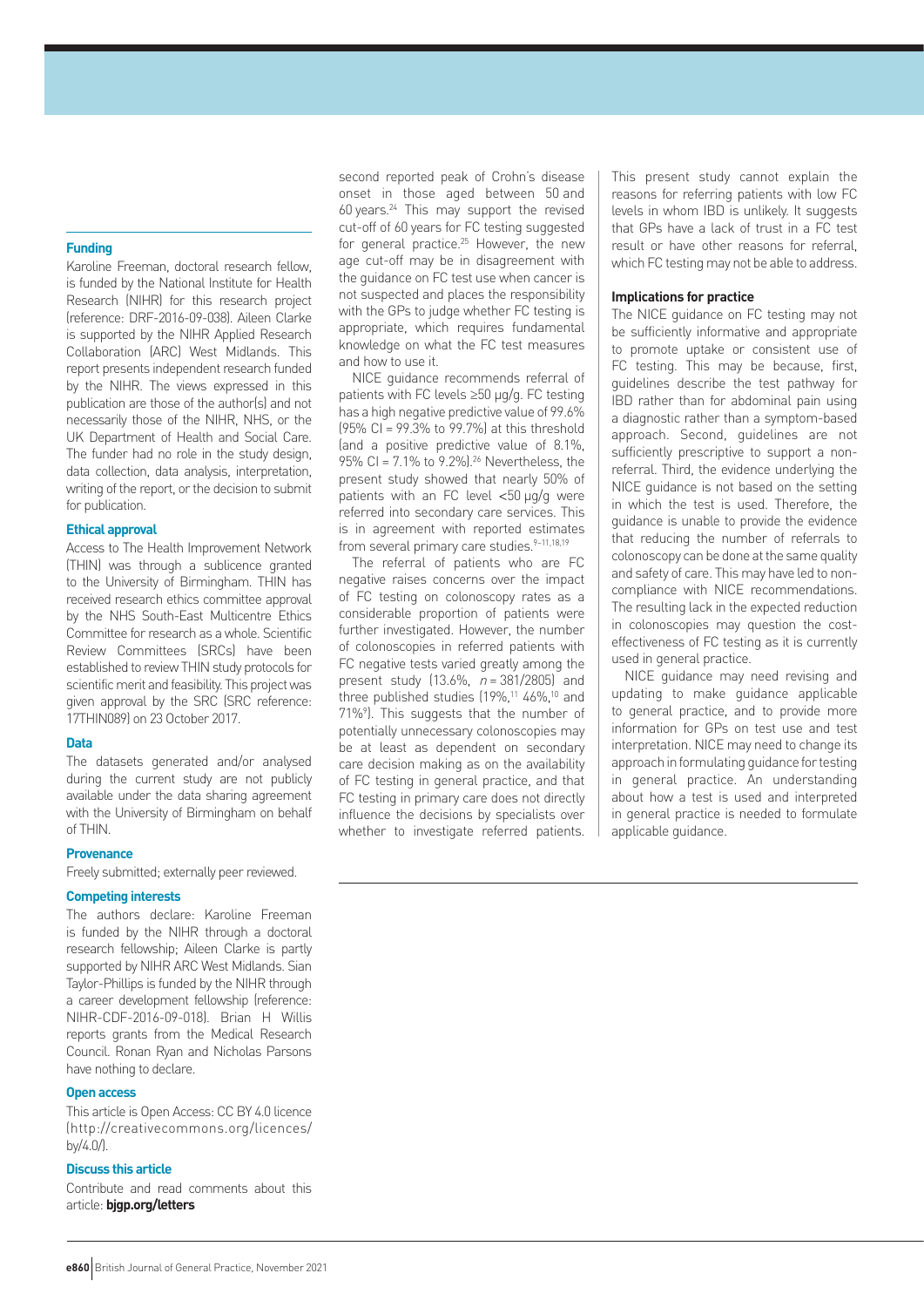second reported peak of Crohn's disease onset in those aged between 50 and 60 years.[24] This may support the revised cut-off of 60 years for FC testing suggested for general practice.[25] However, the new age cut-off may be in disagreement with the guidance on FC test use when cancer is not suspected and places the responsibility with the GPs to judge whether FC testing is appropriate, which requires fundamental knowledge on what the FC test measures and how to use it.

NICE guidance recommends referral of patients with FC levels ≥50 μg/g. FC testing has a high negative predictive value of 99.6% (95% CI = 99.3% to 99.7%) at this threshold (and a positive predictive value of 8.1%, 95% CI = 7.1% to 9.2%).[26] Nevertheless, the present study showed that nearly 50% of patients with an FC level <50 μg/g were referred into secondary care services. This is in agreement with reported estimates from several primary care studies.[9–11,18,19]

The referral of patients who are FC negative raises concerns over the impact of FC testing on colonoscopy rates as a considerable proportion of patients were further investigated. However, the number of colonoscopies in referred patients with FC negative tests varied greatly among the present study (13.6%, $n = 381/2805$) and three published studies (19%,[11] 46%,[10] and 71%[9]). This suggests that the number of potentially unnecessary colonoscopies may be at least as dependent on secondary care decision making as on the availability of FC testing in general practice, and that FC testing in primary care does not directly influence the decisions by specialists over whether to investigate referred patients.

This present study cannot explain the reasons for referring patients with low FC levels in whom IBD is unlikely. It suggests that GPs have a lack of trust in a FC test result or have other reasons for referral, which FC testing may not be able to address.

### Implications for practice

The NICE guidance on FC testing may not be sufficiently informative and appropriate to promote uptake or consistent use of FC testing. This may be because, first, guidelines describe the test pathway for IBD rather than for abdominal pain using a diagnostic rather than a symptom-based approach. Second, guidelines are not sufficiently prescriptive to support a non-referral. Third, the evidence underlying the NICE guidance is not based on the setting in which the test is used. Therefore, the guidance is unable to provide the evidence that reducing the number of referrals to colonoscopy can be done at the same quality and safety of care. This may have led to non-compliance with NICE recommendations. The resulting lack in the expected reduction in colonoscopies may question the cost-effectiveness of FC testing as it is currently used in general practice.

NICE guidance may need revising and updating to make guidance applicable to general practice, and to provide more information for GPs on test use and test interpretation. NICE may need to change its approach in formulating guidance for testing in general practice. An understanding about how a test is used and interpreted in general practice is needed to formulate applicable guidance.

#### Funding

Karoline Freeman, doctoral research fellow, is funded by the National Institute for Health Research (NIHR) for this research project (reference: DRF-2016-09-038). Aileen Clarke is supported by the NIHR Applied Research Collaboration (ARC) West Midlands. This report presents independent research funded by the NIHR. The views expressed in this publication are those of the author(s) and not necessarily those of the NIHR, NHS, or the UK Department of Health and Social Care. The funder had no role in the study design, data collection, data analysis, interpretation, writing of the report, or the decision to submit for publication.

#### Ethical approval

Access to The Health Improvement Network (THIN) was through a sublicence granted to the University of Birmingham. THIN has received research ethics committee approval by the NHS South-East Multicentre Ethics Committee for research as a whole. Scientific Review Committees (SRCs) have been established to review THIN study protocols for scientific merit and feasibility. This project was given approval by the SRC (SRC reference: 17THIN089) on 23 October 2017.

#### Data

The datasets generated and/or analysed during the current study are not publicly available under the data sharing agreement with the University of Birmingham on behalf of THIN.

#### Provenance

Freely submitted; externally peer reviewed.

#### Competing interests

The authors declare: Karoline Freeman is funded by the NIHR through a doctoral research fellowship; Aileen Clarke is partly supported by NIHR ARC West Midlands. Sian Taylor-Phillips is funded by the NIHR through a career development fellowship (reference: NIHR-CDF-2016-09-018). Brian H Willis reports grants from the Medical Research Council. Ronan Ryan and Nicholas Parsons have nothing to declare.

#### Open access

This article is Open Access: CC BY 4.0 licence (http://creativecommons.org/licences/by/4.0/).

#### Discuss this article

Contribute and read comments about this article: **bjgp.org/letters**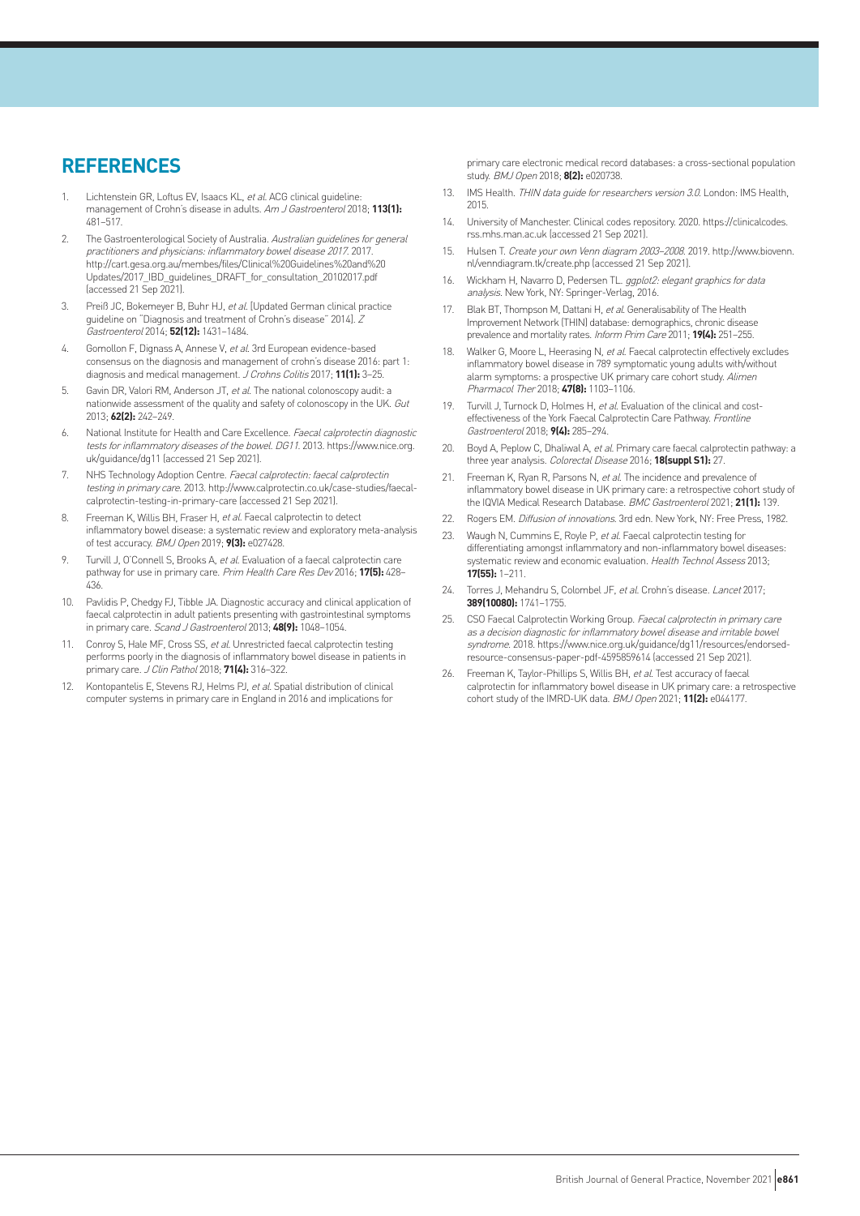## REFERENCES

1. Lichtenstein GR, Loftus EV, Isaacs KL, *et al*. ACG clinical guideline: management of Crohn's disease in adults. *Am J Gastroenterol* 2018; **113(1):** 481–517.
2. The Gastroenterological Society of Australia. *Australian guidelines for general practitioners and physicians: inflammatory bowel disease 2017*. 2017. http://cart.gesa.org.au/membes/files/Clinical%20Guidelines%20and%20Updates/2017_IBD_guidelines_DRAFT_for_consultation_20102017.pdf (accessed 21 Sep 2021).
3. Preiß JC, Bokemeyer B, Buhr HJ, *et al*. [Updated German clinical practice guideline on "Diagnosis and treatment of Crohn's disease" 2014]. *Z Gastroenterol* 2014; **52(12):** 1431–1484.
4. Gomollon F, Dignass A, Annese V, *et al*. 3rd European evidence-based consensus on the diagnosis and management of crohn's disease 2016: part 1: diagnosis and medical management. *J Crohns Colitis* 2017; **11(1):** 3–25.
5. Gavin DR, Valori RM, Anderson JT, *et al*. The national colonoscopy audit: a nationwide assessment of the quality and safety of colonoscopy in the UK. *Gut* 2013; **62(2):** 242–249.
6. National Institute for Health and Care Excellence. *Faecal calprotectin diagnostic tests for inflammatory diseases of the bowel. DG11*. 2013. https://www.nice.org.uk/guidance/dg11 (accessed 21 Sep 2021).
7. NHS Technology Adoption Centre. *Faecal calprotectin: faecal calprotectin testing in primary care*. 2013. http://www.calprotectin.co.uk/case-studies/faecal-calprotectin-testing-in-primary-care (accessed 21 Sep 2021).
8. Freeman K, Willis BH, Fraser H, *et al*. Faecal calprotectin to detect inflammatory bowel disease: a systematic review and exploratory meta-analysis of test accuracy. *BMJ Open* 2019; **9(3):** e027428.
9. Turvill J, O'Connell S, Brooks A, *et al*. Evaluation of a faecal calprotectin care pathway for use in primary care. *Prim Health Care Res Dev* 2016; **17(5):** 428–436.
10. Pavlidis P, Chedgy FJ, Tibble JA. Diagnostic accuracy and clinical application of faecal calprotectin in adult patients presenting with gastrointestinal symptoms in primary care. *Scand J Gastroenterol* 2013; **48(9):** 1048–1054.
11. Conroy S, Hale MF, Cross SS, *et al*. Unrestricted faecal calprotectin testing performs poorly in the diagnosis of inflammatory bowel disease in patients in primary care. *J Clin Pathol* 2018; **71(4):** 316–322.
12. Kontopantelis E, Stevens RJ, Helms PJ, *et al*. Spatial distribution of clinical computer systems in primary care in England in 2016 and implications for primary care electronic medical record databases: a cross-sectional population study. *BMJ Open* 2018; **8(2):** e020738.
13. IMS Health. *THIN data guide for researchers version 3.0*. London: IMS Health, 2015.
14. University of Manchester. Clinical codes repository. 2020. https://clinicalcodes.rss.mhs.man.ac.uk (accessed 21 Sep 2021).
15. Hulsen T. *Create your own Venn diagram 2003–2008*. 2019. http://www.biovenn.nl/venndiagram.tk/create.php (accessed 21 Sep 2021).
16. Wickham H, Navarro D, Pedersen TL. *ggplot2: elegant graphics for data analysis*. New York, NY: Springer-Verlag, 2016.
17. Blak BT, Thompson M, Dattani H, *et al*. Generalisability of The Health Improvement Network (THIN) database: demographics, chronic disease prevalence and mortality rates. *Inform Prim Care* 2011; **19(4):** 251–255.
18. Walker G, Moore L, Heerasing N, *et al*. Faecal calprotectin effectively excludes inflammatory bowel disease in 789 symptomatic young adults with/without alarm symptoms: a prospective UK primary care cohort study. *Aliment Pharmacol Ther* 2018; **47(8):** 1103–1106.
19. Turvill J, Turnock D, Holmes H, *et al*. Evaluation of the clinical and cost-effectiveness of the York Faecal Calprotectin Care Pathway. *Frontline Gastroenterol* 2018; **9(4):** 285–294.
20. Boyd A, Peplow C, Dhaliwal A, *et al*. Primary care faecal calprotectin pathway: a three year analysis. *Colorectal Disease* 2016; **18(suppl S1):** 27.
21. Freeman K, Ryan R, Parsons N, *et al*. The incidence and prevalence of inflammatory bowel disease in UK primary care: a retrospective cohort study of the IQVIA Medical Research Database. *BMC Gastroenterol* 2021; **21(1):** 139.
22. Rogers EM. *Diffusion of innovations*. 3rd edn. New York, NY: Free Press, 1982.
23. Waugh N, Cummins E, Royle P, *et al*. Faecal calprotectin testing for differentiating amongst inflammatory and non-inflammatory bowel diseases: systematic review and economic evaluation. *Health Technol Assess* 2013; **17(55):** 1–211.
24. Torres J, Mehandru S, Colombel JF, *et al*. Crohn's disease. *Lancet* 2017; **389(10080):** 1741–1755.
25. CSO Faecal Calprotectin Working Group. *Faecal calprotectin in primary care as a decision diagnostic for inflammatory bowel disease and irritable bowel syndrome*. 2018. https://www.nice.org.uk/guidance/dg11/resources/endorsed-resource-consensus-paper-pdf-4595859614 (accessed 21 Sep 2021).
26. Freeman K, Taylor-Phillips S, Willis BH, *et al*. Test accuracy of faecal calprotectin for inflammatory bowel disease in UK primary care: a retrospective cohort study of the IMRD-UK data. *BMJ Open* 2021; **11(2):** e044177.